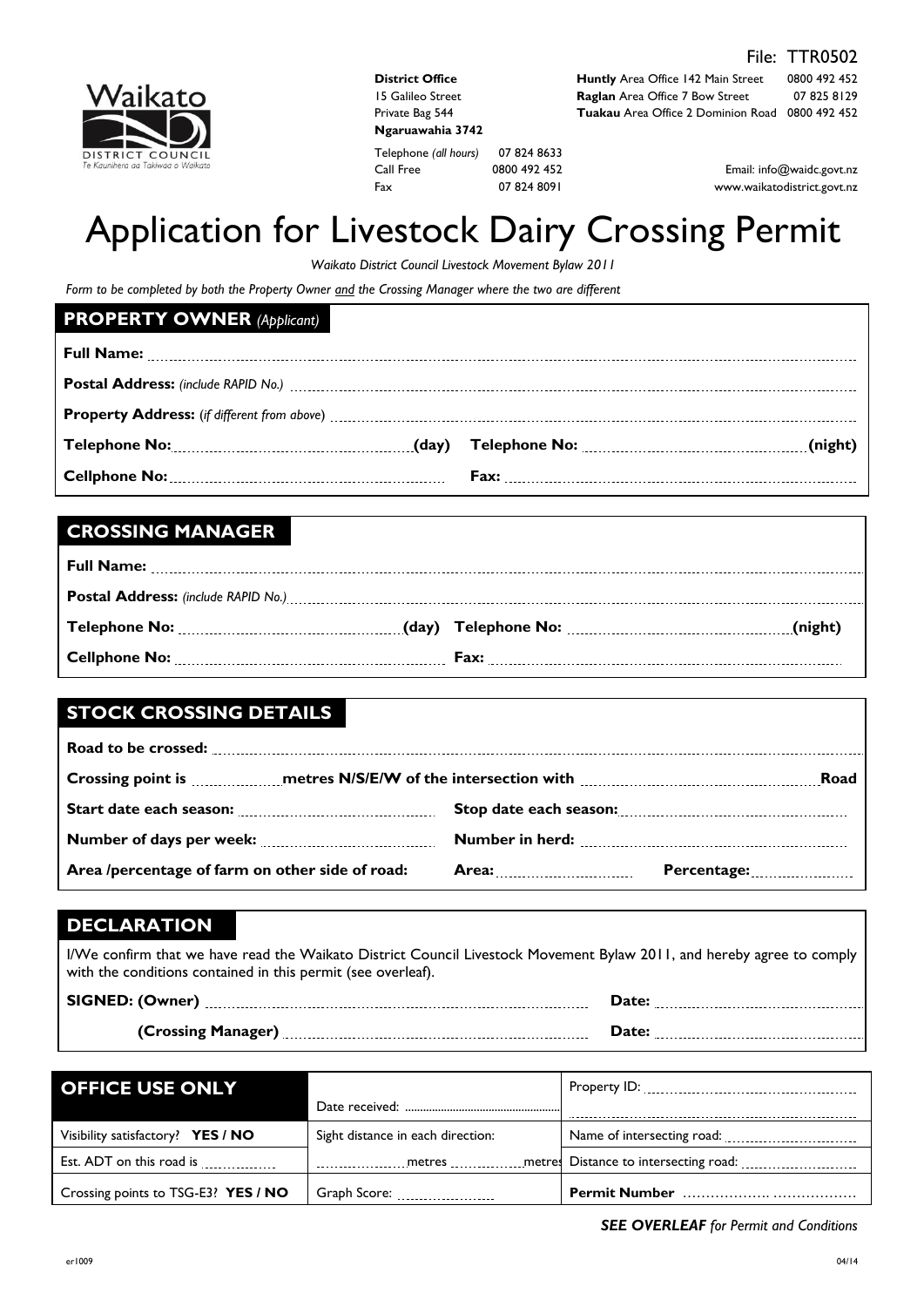File: TTR0502

Waikato DISTRICT COUNCIL
*Te Kaunihera aa Takiwaa o Waikato*

**District Office**
15 Galileo Street
Private Bag 544
**Ngaruawahia 3742**

Telephone *(all hours)* 07 824 8633
Call Free 0800 492 452
Fax 07 824 8091

**Huntly** Area Office 142 Main Street 0800 492 452
**Raglan** Area Office 7 Bow Street 07 825 8129
**Tuakau** Area Office 2 Dominion Road 0800 492 452

Email: info@waidc.govt.nz
www.waikatodistrict.govt.nz

# Application for Livestock Dairy Crossing Permit

*Waikato District Council Livestock Movement Bylaw 2011*

*Form to be completed by both the Property Owner and the Crossing Manager where the two are different*

## PROPERTY OWNER *(Applicant)*

**Full Name:** ..........................................................

**Postal Address:** *(include RAPID No.)* ..........................................................

**Property Address:** (*if different from above*) ..........................................................

**Telephone No:** .............................. **(day)** **Telephone No:** .............................. **(night)**

**Cellphone No:** .............................. **Fax:** ..............................

## CROSSING MANAGER

**Full Name:** ..........................................................

**Postal Address:** *(include RAPID No.)* ..........................................................

**Telephone No:** .............................. **(day)** **Telephone No:** .............................. **(night)**

**Cellphone No:** .............................. **Fax:** ..............................

## STOCK CROSSING DETAILS

**Road to be crossed:** ..........................................................

**Crossing point is** .............. **metres N/S/E/W of the intersection with** .............................. **Road**

**Start date each season:** .............................. **Stop date each season:** ..............................

**Number of days per week:** .............................. **Number in herd:** ..............................

**Area /percentage of farm on other side of road:** **Area:** .................. **Percentage:** ..................

## DECLARATION

I/We confirm that we have read the Waikato District Council Livestock Movement Bylaw 2011, and hereby agree to comply with the conditions contained in this permit (see overleaf).

**SIGNED: (Owner)** .............................................. **Date:** ..............................

**(Crossing Manager)** .............................................. **Date:** ..............................

| **OFFICE USE ONLY** | Date received: .................. | Property ID: .................. |
|---|---|---|
| Visibility satisfactory? **YES / NO** | Sight distance in each direction: | Name of intersecting road: .................. |
| Est. ADT on this road is .............. | .............. metres .............. metres | Distance to intersecting road: .................. |
| Crossing points to TSG-E3? **YES / NO** | Graph Score: .................. | **Permit Number** .................. |

***SEE OVERLEAF** for Permit and Conditions*

er1009 04/14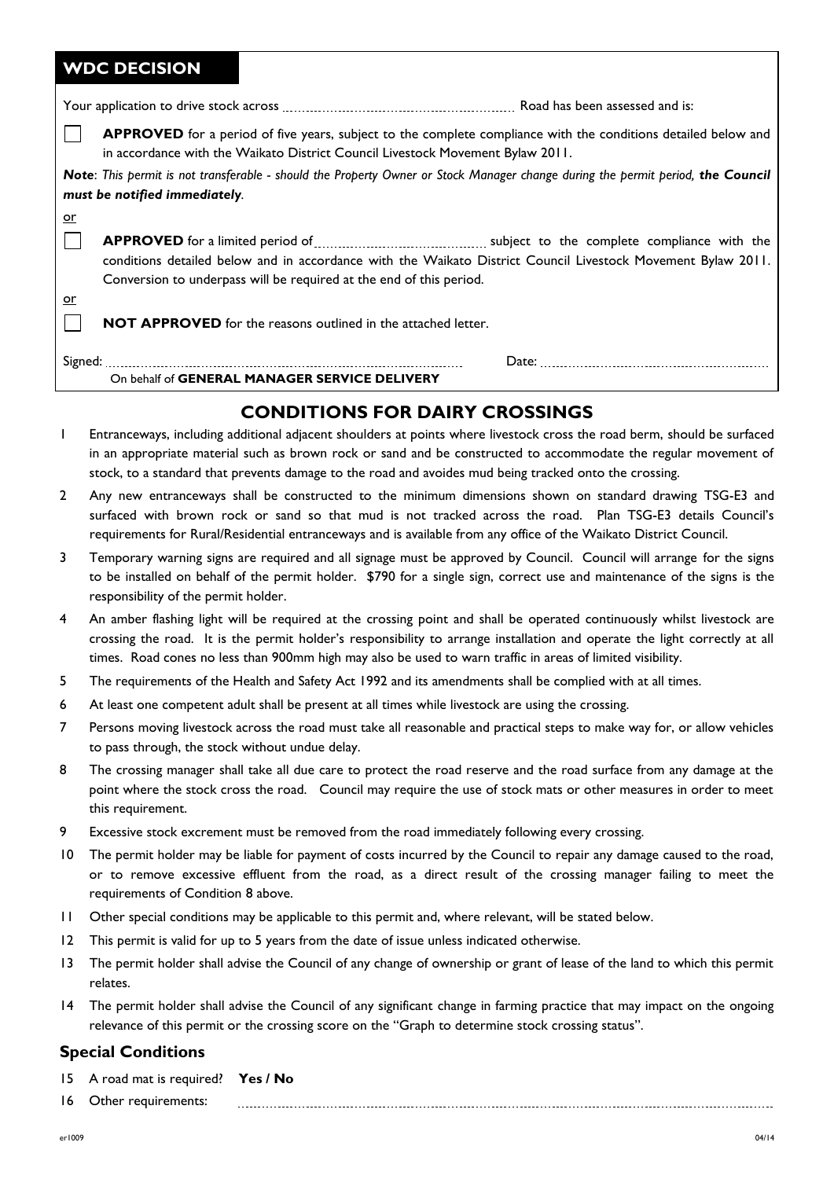## WDC DECISION

Your application to drive stock across .................................................. Road has been assessed and is:

☐ **APPROVED** for a period of five years, subject to the complete compliance with the conditions detailed below and in accordance with the Waikato District Council Livestock Movement Bylaw 2011.

***Note**: This permit is not transferable - should the Property Owner or Stock Manager change during the permit period,* ***the Council must be notified immediately****.*

or

☐ **APPROVED** for a limited period of .................................... subject to the complete compliance with the conditions detailed below and in accordance with the Waikato District Council Livestock Movement Bylaw 2011. Conversion to underpass will be required at the end of this period.

or

☐ **NOT APPROVED** for the reasons outlined in the attached letter.

Signed: .................................................................................... Date: ..................................................

On behalf of **GENERAL MANAGER SERVICE DELIVERY**

## CONDITIONS FOR DAIRY CROSSINGS

1 Entranceways, including additional adjacent shoulders at points where livestock cross the road berm, should be surfaced in an appropriate material such as brown rock or sand and be constructed to accommodate the regular movement of stock, to a standard that prevents damage to the road and avoides mud being tracked onto the crossing.

2 Any new entranceways shall be constructed to the minimum dimensions shown on standard drawing TSG-E3 and surfaced with brown rock or sand so that mud is not tracked across the road. Plan TSG-E3 details Council's requirements for Rural/Residential entranceways and is available from any office of the Waikato District Council.

3 Temporary warning signs are required and all signage must be approved by Council. Council will arrange for the signs to be installed on behalf of the permit holder. $790 for a single sign, correct use and maintenance of the signs is the responsibility of the permit holder.

4 An amber flashing light will be required at the crossing point and shall be operated continuously whilst livestock are crossing the road. It is the permit holder's responsibility to arrange installation and operate the light correctly at all times. Road cones no less than 900mm high may also be used to warn traffic in areas of limited visibility.

5 The requirements of the Health and Safety Act 1992 and its amendments shall be complied with at all times.

6 At least one competent adult shall be present at all times while livestock are using the crossing.

7 Persons moving livestock across the road must take all reasonable and practical steps to make way for, or allow vehicles to pass through, the stock without undue delay.

8 The crossing manager shall take all due care to protect the road reserve and the road surface from any damage at the point where the stock cross the road. Council may require the use of stock mats or other measures in order to meet this requirement.

9 Excessive stock excrement must be removed from the road immediately following every crossing.

10 The permit holder may be liable for payment of costs incurred by the Council to repair any damage caused to the road, or to remove excessive effluent from the road, as a direct result of the crossing manager failing to meet the requirements of Condition 8 above.

11 Other special conditions may be applicable to this permit and, where relevant, will be stated below.

12 This permit is valid for up to 5 years from the date of issue unless indicated otherwise.

13 The permit holder shall advise the Council of any change of ownership or grant of lease of the land to which this permit relates.

14 The permit holder shall advise the Council of any significant change in farming practice that may impact on the ongoing relevance of this permit or the crossing score on the "Graph to determine stock crossing status".

### Special Conditions

15 A road mat is required? **Yes / No**

16 Other requirements: ..........................................................................................................................